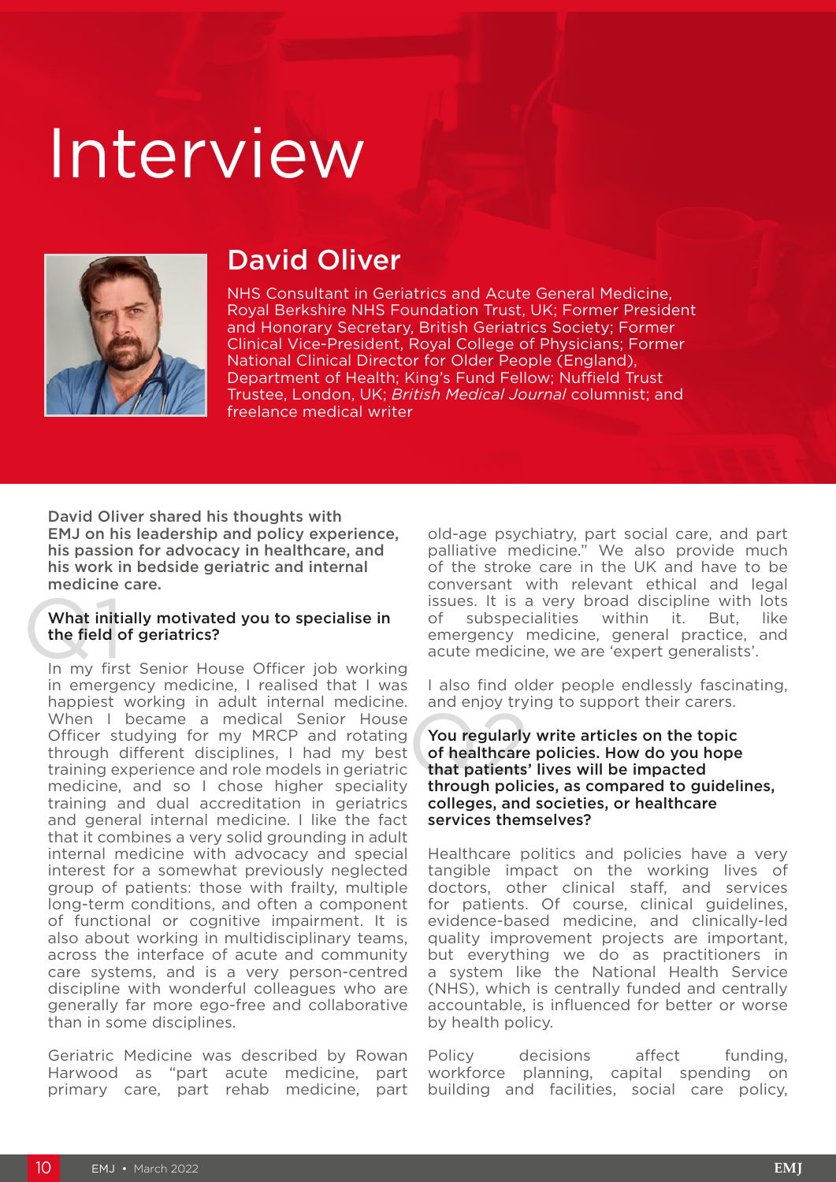# Interview

## David Oliver

NHS Consultant in Geriatrics and Acute General Medicine, Royal Berkshire NHS Foundation Trust, UK; Former President and Honorary Secretary, British Geriatrics Society; Former Clinical Vice-President, Royal College of Physicians; Former National Clinical Director for Older People (England), Department of Health; King's Fund Fellow; Nuffield Trust Trustee, London, UK; *British Medical Journal* columnist; and freelance medical writer

**David Oliver shared his thoughts with EMJ on his leadership and policy experience, his passion for advocacy in healthcare, and his work in bedside geriatric and internal medicine care.**

### Q1 What initially motivated you to specialise in the field of geriatrics?

In my first Senior House Officer job working in emergency medicine, I realised that I was happiest working in adult internal medicine. When I became a medical Senior House Officer studying for my MRCP and rotating through different disciplines, I had my best training experience and role models in geriatric medicine, and so I chose higher speciality training and dual accreditation in geriatrics and general internal medicine. I like the fact that it combines a very solid grounding in adult internal medicine with advocacy and special interest for a somewhat previously neglected group of patients: those with frailty, multiple long-term conditions, and often a component of functional or cognitive impairment. It is also about working in multidisciplinary teams, across the interface of acute and community care systems, and is a very person-centred discipline with wonderful colleagues who are generally far more ego-free and collaborative than in some disciplines.

Geriatric Medicine was described by Rowan Harwood as "part acute medicine, part primary care, part rehab medicine, part old-age psychiatry, part social care, and part palliative medicine." We also provide much of the stroke care in the UK and have to be conversant with relevant ethical and legal issues. It is a very broad discipline with lots of subspecialities within it. But, like emergency medicine, general practice, and acute medicine, we are 'expert generalists'.

I also find older people endlessly fascinating, and enjoy trying to support their carers.

### Q2 You regularly write articles on the topic of healthcare policies. How do you hope that patients' lives will be impacted through policies, as compared to guidelines, colleges, and societies, or healthcare services themselves?

Healthcare politics and policies have a very tangible impact on the working lives of doctors, other clinical staff, and services for patients. Of course, clinical guidelines, evidence-based medicine, and clinically-led quality improvement projects are important, but everything we do as practitioners in a system like the National Health Service (NHS), which is centrally funded and centrally accountable, is influenced for better or worse by health policy.

Policy decisions affect funding, workforce planning, capital spending on building and facilities, social care policy,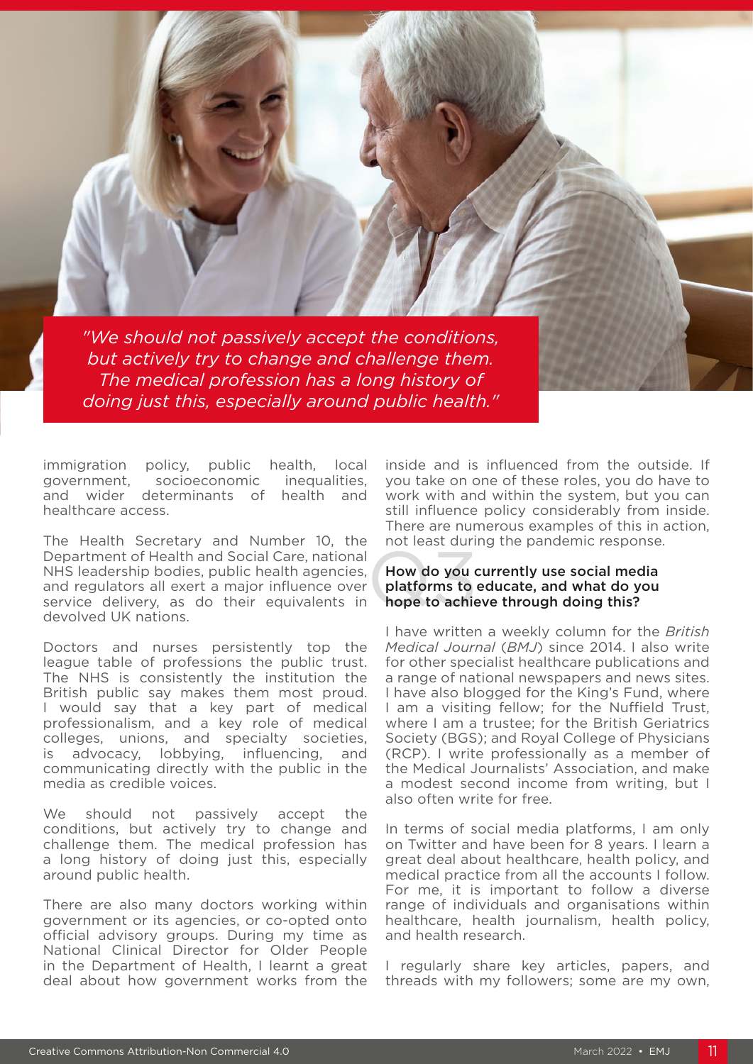> *"We should not passively accept the conditions, but actively try to change and challenge them. The medical profession has a long history of doing just this, especially around public health."*

immigration policy, public health, local government, socioeconomic inequalities, and wider determinants of health and healthcare access.

The Health Secretary and Number 10, the Department of Health and Social Care, national NHS leadership bodies, public health agencies, and regulators all exert a major influence over service delivery, as do their equivalents in devolved UK nations.

Doctors and nurses persistently top the league table of professions the public trust. The NHS is consistently the institution the British public say makes them most proud. I would say that a key part of medical professionalism, and a key role of medical colleges, unions, and specialty societies, is advocacy, lobbying, influencing, and communicating directly with the public in the media as credible voices.

We should not passively accept the conditions, but actively try to change and challenge them. The medical profession has a long history of doing just this, especially around public health.

There are also many doctors working within government or its agencies, or co-opted onto official advisory groups. During my time as National Clinical Director for Older People in the Department of Health, I learnt a great deal about how government works from the inside and is influenced from the outside. If you take on one of these roles, you do have to work with and within the system, but you can still influence policy considerably from inside. There are numerous examples of this in action, not least during the pandemic response.

### Q3 How do you currently use social media platforms to educate, and what do you hope to achieve through doing this?

I have written a weekly column for the *British Medical Journal* (*BMJ*) since 2014. I also write for other specialist healthcare publications and a range of national newspapers and news sites. I have also blogged for the King's Fund, where I am a visiting fellow; for the Nuffield Trust, where I am a trustee; for the British Geriatrics Society (BGS); and Royal College of Physicians (RCP). I write professionally as a member of the Medical Journalists' Association, and make a modest second income from writing, but I also often write for free.

In terms of social media platforms, I am only on Twitter and have been for 8 years. I learn a great deal about healthcare, health policy, and medical practice from all the accounts I follow. For me, it is important to follow a diverse range of individuals and organisations within healthcare, health journalism, health policy, and health research.

I regularly share key articles, papers, and threads with my followers; some are my own,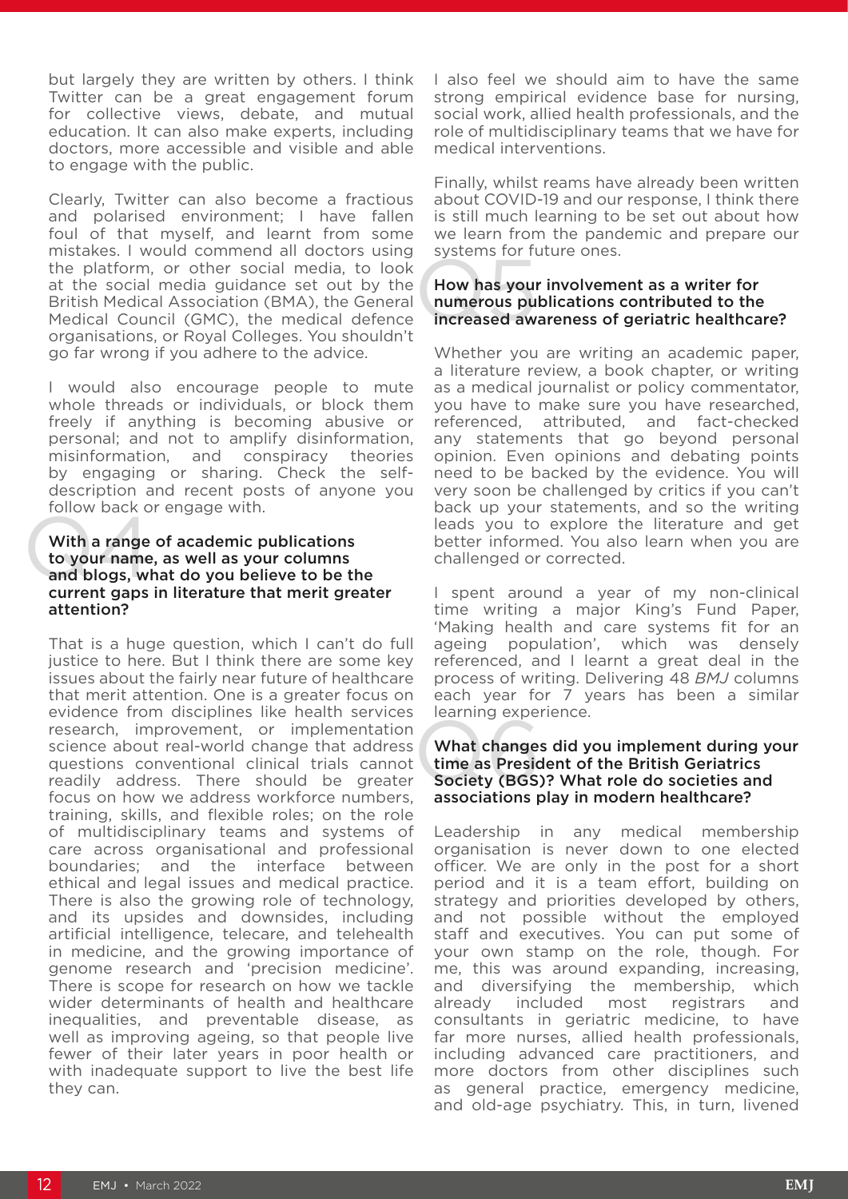but largely they are written by others. I think Twitter can be a great engagement forum for collective views, debate, and mutual education. It can also make experts, including doctors, more accessible and visible and able to engage with the public.

Clearly, Twitter can also become a fractious and polarised environment; I have fallen foul of that myself, and learnt from some mistakes. I would commend all doctors using the platform, or other social media, to look at the social media guidance set out by the British Medical Association (BMA), the General Medical Council (GMC), the medical defence organisations, or Royal Colleges. You shouldn't go far wrong if you adhere to the advice.

I would also encourage people to mute whole threads or individuals, or block them freely if anything is becoming abusive or personal; and not to amplify disinformation, misinformation, and conspiracy theories by engaging or sharing. Check the self-description and recent posts of anyone you follow back or engage with.

### Q4 With a range of academic publications to your name, as well as your columns and blogs, what do you believe to be the current gaps in literature that merit greater attention?

That is a huge question, which I can't do full justice to here. But I think there are some key issues about the fairly near future of healthcare that merit attention. One is a greater focus on evidence from disciplines like health services research, improvement, or implementation science about real-world change that address questions conventional clinical trials cannot readily address. There should be greater focus on how we address workforce numbers, training, skills, and flexible roles; on the role of multidisciplinary teams and systems of care across organisational and professional boundaries; and the interface between ethical and legal issues and medical practice. There is also the growing role of technology, and its upsides and downsides, including artificial intelligence, telecare, and telehealth in medicine, and the growing importance of genome research and 'precision medicine'. There is scope for research on how we tackle wider determinants of health and healthcare inequalities, and preventable disease, as well as improving ageing, so that people live fewer of their later years in poor health or with inadequate support to live the best life they can.

I also feel we should aim to have the same strong empirical evidence base for nursing, social work, allied health professionals, and the role of multidisciplinary teams that we have for medical interventions.

Finally, whilst reams have already been written about COVID-19 and our response, I think there is still much learning to be set out about how we learn from the pandemic and prepare our systems for future ones.

### Q5 How has your involvement as a writer for numerous publications contributed to the increased awareness of geriatric healthcare?

Whether you are writing an academic paper, a literature review, a book chapter, or writing as a medical journalist or policy commentator, you have to make sure you have researched, referenced, attributed, and fact-checked any statements that go beyond personal opinion. Even opinions and debating points need to be backed by the evidence. You will very soon be challenged by critics if you can't back up your statements, and so the writing leads you to explore the literature and get better informed. You also learn when you are challenged or corrected.

I spent around a year of my non-clinical time writing a major King's Fund Paper, 'Making health and care systems fit for an ageing population', which was densely referenced, and I learnt a great deal in the process of writing. Delivering 48 *BMJ* columns each year for 7 years has been a similar learning experience.

### Q6 What changes did you implement during your time as President of the British Geriatrics Society (BGS)? What role do societies and associations play in modern healthcare?

Leadership in any medical membership organisation is never down to one elected officer. We are only in the post for a short period and it is a team effort, building on strategy and priorities developed by others, and not possible without the employed staff and executives. You can put some of your own stamp on the role, though. For me, this was around expanding, increasing, and diversifying the membership, which already included most registrars and consultants in geriatric medicine, to have far more nurses, allied health professionals, including advanced care practitioners, and more doctors from other disciplines such as general practice, emergency medicine, and old-age psychiatry. This, in turn, livened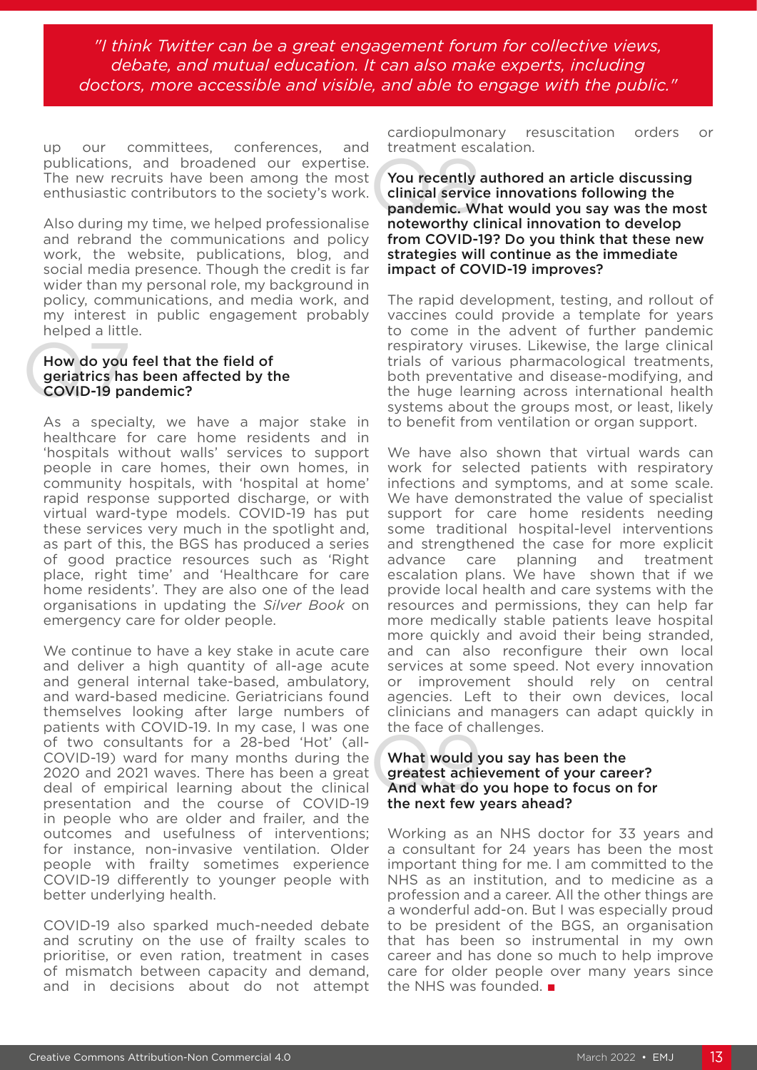> *"I think Twitter can be a great engagement forum for collective views, debate, and mutual education. It can also make experts, including doctors, more accessible and visible, and able to engage with the public."*

up our committees, conferences, and publications, and broadened our expertise. The new recruits have been among the most enthusiastic contributors to the society's work.

Also during my time, we helped professionalise and rebrand the communications and policy work, the website, publications, blog, and social media presence. Though the credit is far wider than my personal role, my background in policy, communications, and media work, and my interest in public engagement probably helped a little.

**Q7 How do you feel that the field of geriatrics has been affected by the COVID-19 pandemic?**

As a specialty, we have a major stake in healthcare for care home residents and in 'hospitals without walls' services to support people in care homes, their own homes, in community hospitals, with 'hospital at home' rapid response supported discharge, or with virtual ward-type models. COVID-19 has put these services very much in the spotlight and, as part of this, the BGS has produced a series of good practice resources such as 'Right place, right time' and 'Healthcare for care home residents'. They are also one of the lead organisations in updating the *Silver Book* on emergency care for older people.

We continue to have a key stake in acute care and deliver a high quantity of all-age acute and general internal take-based, ambulatory, and ward-based medicine. Geriatricians found themselves looking after large numbers of patients with COVID-19. In my case, I was one of two consultants for a 28-bed 'Hot' (all-COVID-19) ward for many months during the 2020 and 2021 waves. There has been a great deal of empirical learning about the clinical presentation and the course of COVID-19 in people who are older and frailer, and the outcomes and usefulness of interventions; for instance, non-invasive ventilation. Older people with frailty sometimes experience COVID-19 differently to younger people with better underlying health.

COVID-19 also sparked much-needed debate and scrutiny on the use of frailty scales to prioritise, or even ration, treatment in cases of mismatch between capacity and demand, and in decisions about do not attempt cardiopulmonary resuscitation orders or treatment escalation.

**Q8 You recently authored an article discussing clinical service innovations following the pandemic. What would you say was the most noteworthy clinical innovation to develop from COVID-19? Do you think that these new strategies will continue as the immediate impact of COVID-19 improves?**

The rapid development, testing, and rollout of vaccines could provide a template for years to come in the advent of further pandemic respiratory viruses. Likewise, the large clinical trials of various pharmacological treatments, both preventative and disease-modifying, and the huge learning across international health systems about the groups most, or least, likely to benefit from ventilation or organ support.

We have also shown that virtual wards can work for selected patients with respiratory infections and symptoms, and at some scale. We have demonstrated the value of specialist support for care home residents needing some traditional hospital-level interventions and strengthened the case for more explicit advance care planning and treatment escalation plans. We have shown that if we provide local health and care systems with the resources and permissions, they can help far more medically stable patients leave hospital more quickly and avoid their being stranded, and can also reconfigure their own local services at some speed. Not every innovation or improvement should rely on central agencies. Left to their own devices, local clinicians and managers can adapt quickly in the face of challenges.

**Q9 What would you say has been the greatest achievement of your career? And what do you hope to focus on for the next few years ahead?**

Working as an NHS doctor for 33 years and a consultant for 24 years has been the most important thing for me. I am committed to the NHS as an institution, and to medicine as a profession and a career. All the other things are a wonderful add-on. But I was especially proud to be president of the BGS, an organisation that has been so instrumental in my own career and has done so much to help improve care for older people over many years since the NHS was founded. ■